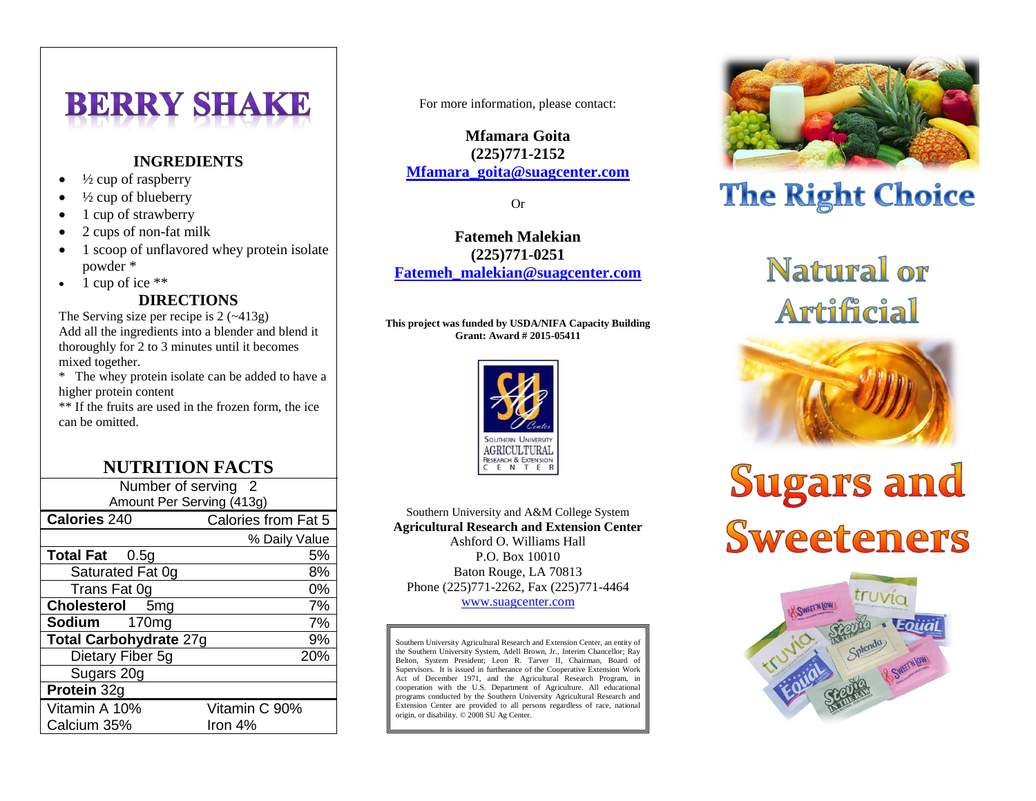# BERRY SHAKE

## INGREDIENTS

- ½ cup of raspberry
- ½ cup of blueberry
- 1 cup of strawberry
- 2 cups of non-fat milk
- 1 scoop of unflavored whey protein isolate powder *
- 1 cup of ice **

## DIRECTIONS

The Serving size per recipe is 2 (~413g)
Add all the ingredients into a blender and blend it thoroughly for 2 to 3 minutes until it becomes mixed together.

* The whey protein isolate can be added to have a higher protein content

** If the fruits are used in the frozen form, the ice can be omitted.

## NUTRITION FACTS

| Number of serving 2 | |
|---|---|
| Amount Per Serving (413g) | |
| **Calories** 240 | Calories from Fat 5 |
| | % Daily Value |
| **Total Fat** 0.5g | 5% |
| Saturated Fat 0g | 8% |
| Trans Fat 0g | 0% |
| **Cholesterol** 5mg | 7% |
| **Sodium** 170mg | 7% |
| **Total Carbohydrate** 27g | 9% |
| Dietary Fiber 5g | 20% |
| Sugars 20g | |
| **Protein** 32g | |
| Vitamin A 10% | Vitamin C 90% |
| Calcium 35% | Iron 4% |

For more information, please contact:

**Mfamara Goita**
**(225)771-2152**
**Mfamara_goita@suagcenter.com**

Or

**Fatemeh Malekian**
**(225)771-0251**
**Fatemeh_malekian@suagcenter.com**

**This project was funded by USDA/NIFA Capacity Building Grant: Award # 2015-05411**

Southern University Agricultural Research & Extension Center

Southern University and A&M College System
**Agricultural Research and Extension Center**
Ashford O. Williams Hall
P.O. Box 10010
Baton Rouge, LA 70813
Phone (225)771-2262, Fax (225)771-4464
www.suagcenter.com

Southern University Agricultural Research and Extension Center, an entity of the Southern University System, Adell Brown, Jr., Interim Chancellor; Ray Belton, System President; Leon R. Tarver II, Chairman, Board of Supervisors. It is issued in furtherance of the Cooperative Extension Work Act of December 1971, and the Agricultural Research Program, in cooperation with the U.S. Department of Agriculture. All educational programs conducted by the Southern University Agricultural Research and Extension Center are provided to all persons regardless of race, national origin, or disability. © 2008 SU Ag Center.

# The Right Choice

# Natural or Artificial

# Sugars and Sweeteners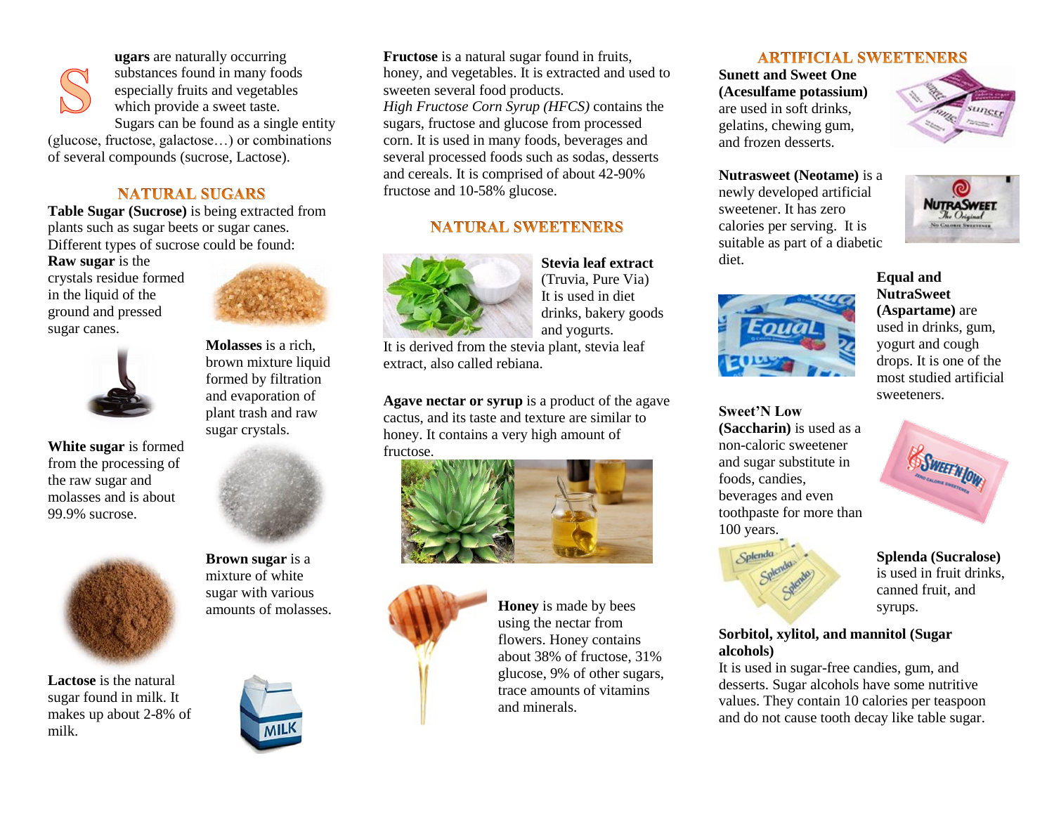**Sugars** are naturally occurring substances found in many foods especially fruits and vegetables which provide a sweet taste. Sugars can be found as a single entity (glucose, fructose, galactose…) or combinations of several compounds (sucrose, Lactose).

## NATURAL SUGARS

**Table Sugar (Sucrose)** is being extracted from plants such as sugar beets or sugar canes. Different types of sucrose could be found:

**Raw sugar** is the crystals residue formed in the liquid of the ground and pressed sugar canes.

**Molasses** is a rich, brown mixture liquid formed by filtration and evaporation of plant trash and raw sugar crystals.

**White sugar** is formed from the processing of the raw sugar and molasses and is about 99.9% sucrose.

**Brown sugar** is a mixture of white sugar with various amounts of molasses.

**Lactose** is the natural sugar found in milk. It makes up about 2-8% of milk.

**Fructose** is a natural sugar found in fruits, honey, and vegetables. It is extracted and used to sweeten several food products.

*High Fructose Corn Syrup (HFCS)* contains the sugars, fructose and glucose from processed corn. It is used in many foods, beverages and several processed foods such as sodas, desserts and cereals. It is comprised of about 42-90% fructose and 10-58% glucose.

## NATURAL SWEETENERS

**Stevia leaf extract** (Truvia, Pure Via) It is used in diet drinks, bakery goods and yogurts. It is derived from the stevia plant, stevia leaf extract, also called rebiana.

**Agave nectar or syrup** is a product of the agave cactus, and its taste and texture are similar to honey. It contains a very high amount of fructose.

**Honey** is made by bees using the nectar from flowers. Honey contains about 38% of fructose, 31% glucose, 9% of other sugars, trace amounts of vitamins and minerals.

## ARTIFICIAL SWEETENERS

**Sunett and Sweet One (Acesulfame potassium)** are used in soft drinks, gelatins, chewing gum, and frozen desserts.

**Nutrasweet (Neotame)** is a newly developed artificial sweetener. It has zero calories per serving. It is suitable as part of a diabetic diet.

**Equal and NutraSweet (Aspartame)** are used in drinks, gum, yogurt and cough drops. It is one of the most studied artificial sweeteners.

**Sweet'N Low (Saccharin)** is used as a non-caloric sweetener and sugar substitute in foods, candies, beverages and even toothpaste for more than 100 years.

**Splenda (Sucralose)** is used in fruit drinks, canned fruit, and syrups.

**Sorbitol, xylitol, and mannitol (Sugar alcohols)**
It is used in sugar-free candies, gum, and desserts. Sugar alcohols have some nutritive values. They contain 10 calories per teaspoon and do not cause tooth decay like table sugar.